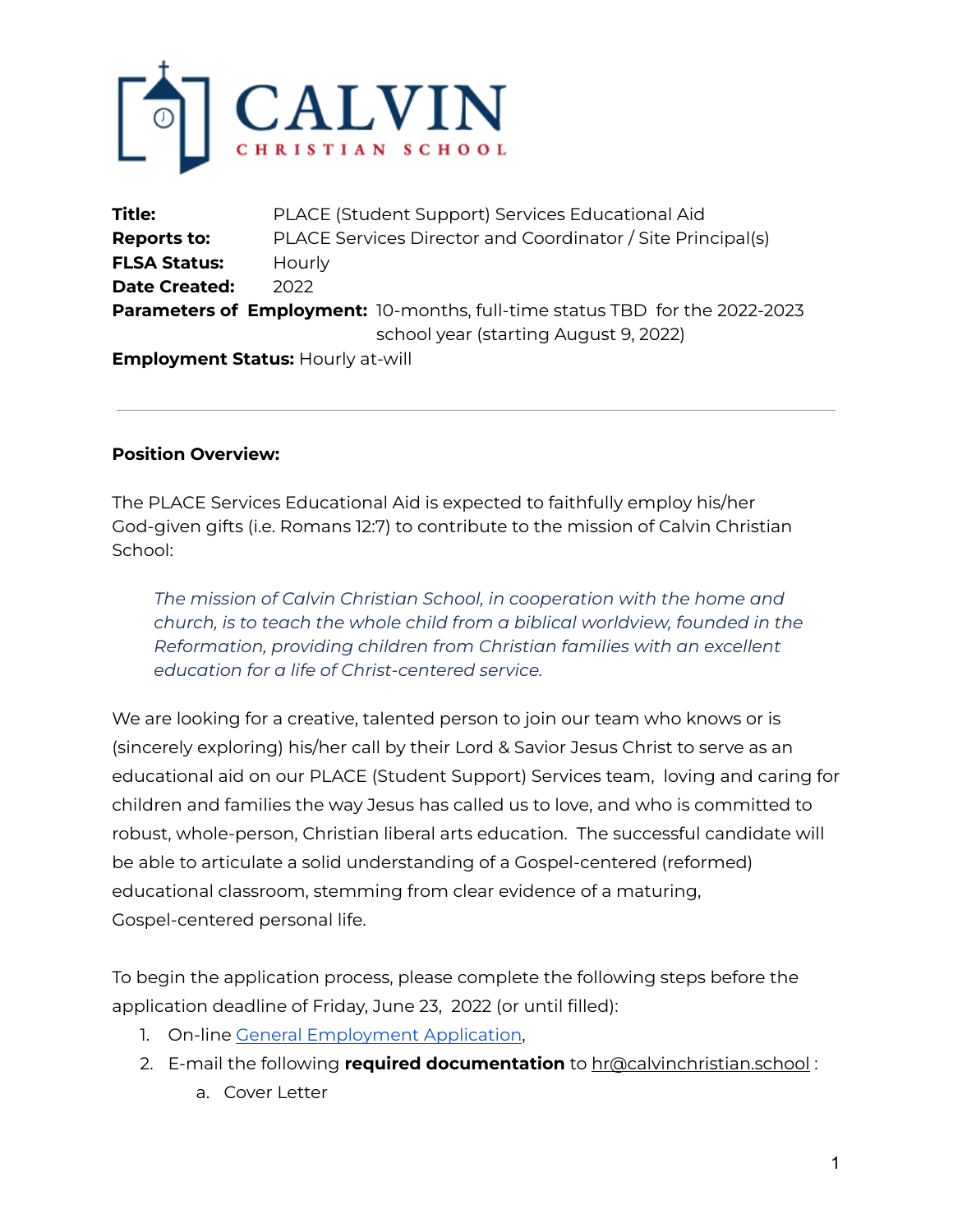# CALVIN CHRISTIAN SCHOOL

**Title:** PLACE (Student Support) Services Educational Aid
**Reports to:** PLACE Services Director and Coordinator / Site Principal(s)
**FLSA Status:** Hourly
**Date Created:** 2022
**Parameters of Employment:** 10-months, full-time status TBD for the 2022-2023 school year (starting August 9, 2022)
**Employment Status:** Hourly at-will

---

**Position Overview:**

The PLACE Services Educational Aid is expected to faithfully employ his/her God-given gifts (i.e. Romans 12:7) to contribute to the mission of Calvin Christian School:

> *The mission of Calvin Christian School, in cooperation with the home and church, is to teach the whole child from a biblical worldview, founded in the Reformation, providing children from Christian families with an excellent education for a life of Christ-centered service.*

We are looking for a creative, talented person to join our team who knows or is (sincerely exploring) his/her call by their Lord & Savior Jesus Christ to serve as an educational aid on our PLACE (Student Support) Services team, loving and caring for children and families the way Jesus has called us to love, and who is committed to robust, whole-person, Christian liberal arts education. The successful candidate will be able to articulate a solid understanding of a Gospel-centered (reformed) educational classroom, stemming from clear evidence of a maturing, Gospel-centered personal life.

To begin the application process, please complete the following steps before the application deadline of Friday, June 23, 2022 (or until filled):

1. On-line General Employment Application,
2. E-mail the following **required documentation** to hr@calvinchristian.school :
   a. Cover Letter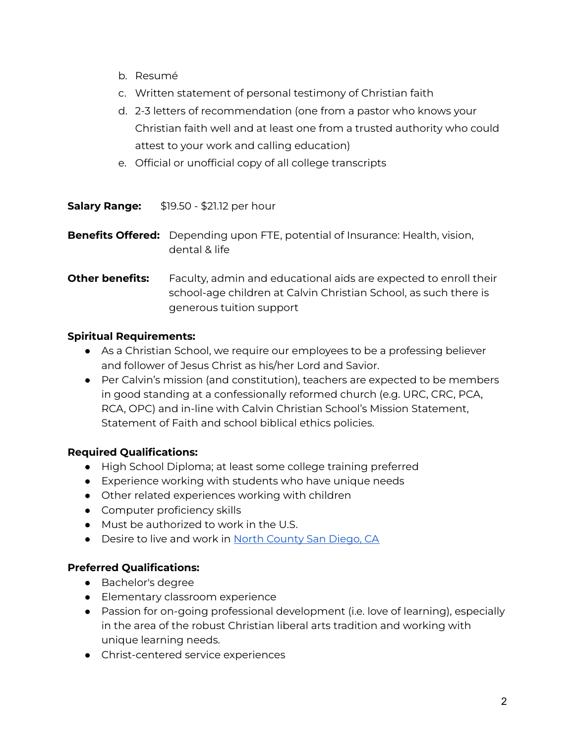b. Resumé
c. Written statement of personal testimony of Christian faith
d. 2-3 letters of recommendation (one from a pastor who knows your Christian faith well and at least one from a trusted authority who could attest to your work and calling education)
e. Official or unofficial copy of all college transcripts

**Salary Range:** $19.50 - $21.12 per hour

**Benefits Offered:** Depending upon FTE, potential of Insurance: Health, vision, dental & life

**Other benefits:** Faculty, admin and educational aids are expected to enroll their school-age children at Calvin Christian School, as such there is generous tuition support

**Spiritual Requirements:**

- As a Christian School, we require our employees to be a professing believer and follower of Jesus Christ as his/her Lord and Savior.
- Per Calvin's mission (and constitution), teachers are expected to be members in good standing at a confessionally reformed church (e.g. URC, CRC, PCA, RCA, OPC) and in-line with Calvin Christian School's Mission Statement, Statement of Faith and school biblical ethics policies.

**Required Qualifications:**

- High School Diploma; at least some college training preferred
- Experience working with students who have unique needs
- Other related experiences working with children
- Computer proficiency skills
- Must be authorized to work in the U.S.
- Desire to live and work in North County San Diego, CA

**Preferred Qualifications:**

- Bachelor's degree
- Elementary classroom experience
- Passion for on-going professional development (i.e. love of learning), especially in the area of the robust Christian liberal arts tradition and working with unique learning needs.
- Christ-centered service experiences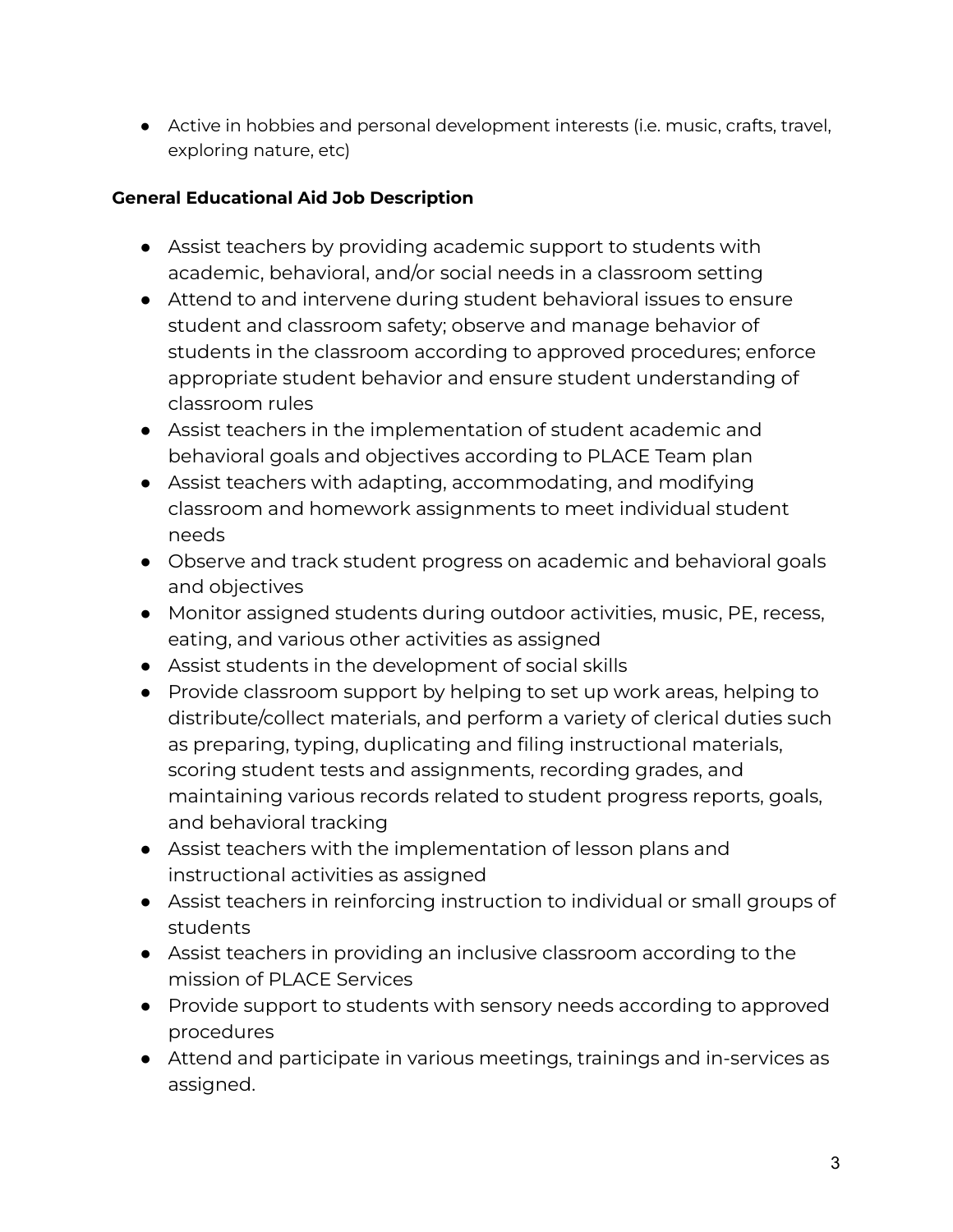- Active in hobbies and personal development interests (i.e. music, crafts, travel, exploring nature, etc)

**General Educational Aid Job Description**

- Assist teachers by providing academic support to students with academic, behavioral, and/or social needs in a classroom setting
- Attend to and intervene during student behavioral issues to ensure student and classroom safety; observe and manage behavior of students in the classroom according to approved procedures; enforce appropriate student behavior and ensure student understanding of classroom rules
- Assist teachers in the implementation of student academic and behavioral goals and objectives according to PLACE Team plan
- Assist teachers with adapting, accommodating, and modifying classroom and homework assignments to meet individual student needs
- Observe and track student progress on academic and behavioral goals and objectives
- Monitor assigned students during outdoor activities, music, PE, recess, eating, and various other activities as assigned
- Assist students in the development of social skills
- Provide classroom support by helping to set up work areas, helping to distribute/collect materials, and perform a variety of clerical duties such as preparing, typing, duplicating and filing instructional materials, scoring student tests and assignments, recording grades, and maintaining various records related to student progress reports, goals, and behavioral tracking
- Assist teachers with the implementation of lesson plans and instructional activities as assigned
- Assist teachers in reinforcing instruction to individual or small groups of students
- Assist teachers in providing an inclusive classroom according to the mission of PLACE Services
- Provide support to students with sensory needs according to approved procedures
- Attend and participate in various meetings, trainings and in-services as assigned.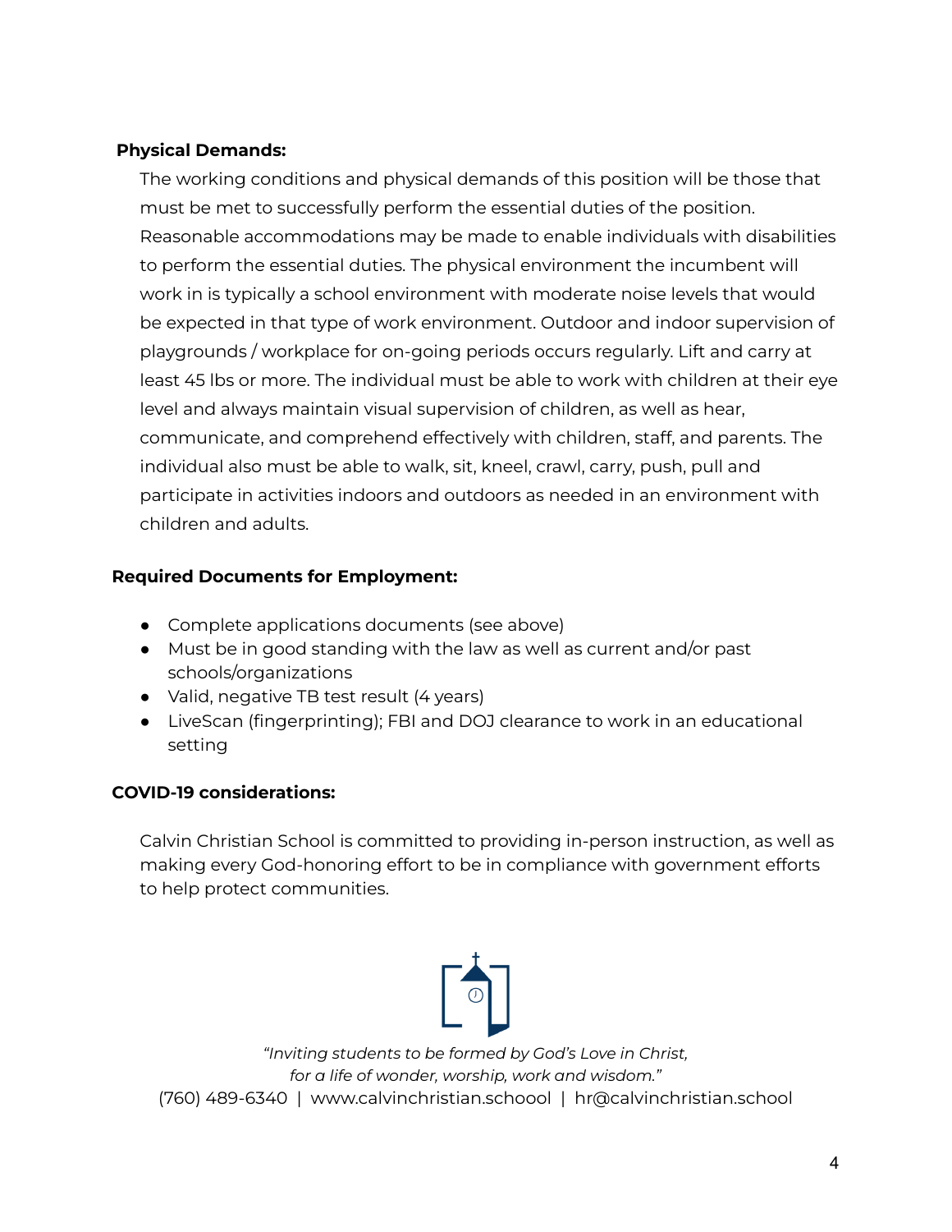**Physical Demands:**

The working conditions and physical demands of this position will be those that must be met to successfully perform the essential duties of the position. Reasonable accommodations may be made to enable individuals with disabilities to perform the essential duties. The physical environment the incumbent will work in is typically a school environment with moderate noise levels that would be expected in that type of work environment. Outdoor and indoor supervision of playgrounds / workplace for on-going periods occurs regularly. Lift and carry at least 45 lbs or more. The individual must be able to work with children at their eye level and always maintain visual supervision of children, as well as hear, communicate, and comprehend effectively with children, staff, and parents. The individual also must be able to walk, sit, kneel, crawl, carry, push, pull and participate in activities indoors and outdoors as needed in an environment with children and adults.

**Required Documents for Employment:**

- Complete applications documents (see above)
- Must be in good standing with the law as well as current and/or past schools/organizations
- Valid, negative TB test result (4 years)
- LiveScan (fingerprinting); FBI and DOJ clearance to work in an educational setting

**COVID-19 considerations:**

Calvin Christian School is committed to providing in-person instruction, as well as making every God-honoring effort to be in compliance with government efforts to help protect communities.

*"Inviting students to be formed by God's Love in Christ,*
*for a life of wonder, worship, work and wisdom."*

(760) 489-6340 | www.calvinchristian.schoool | hr@calvinchristian.school